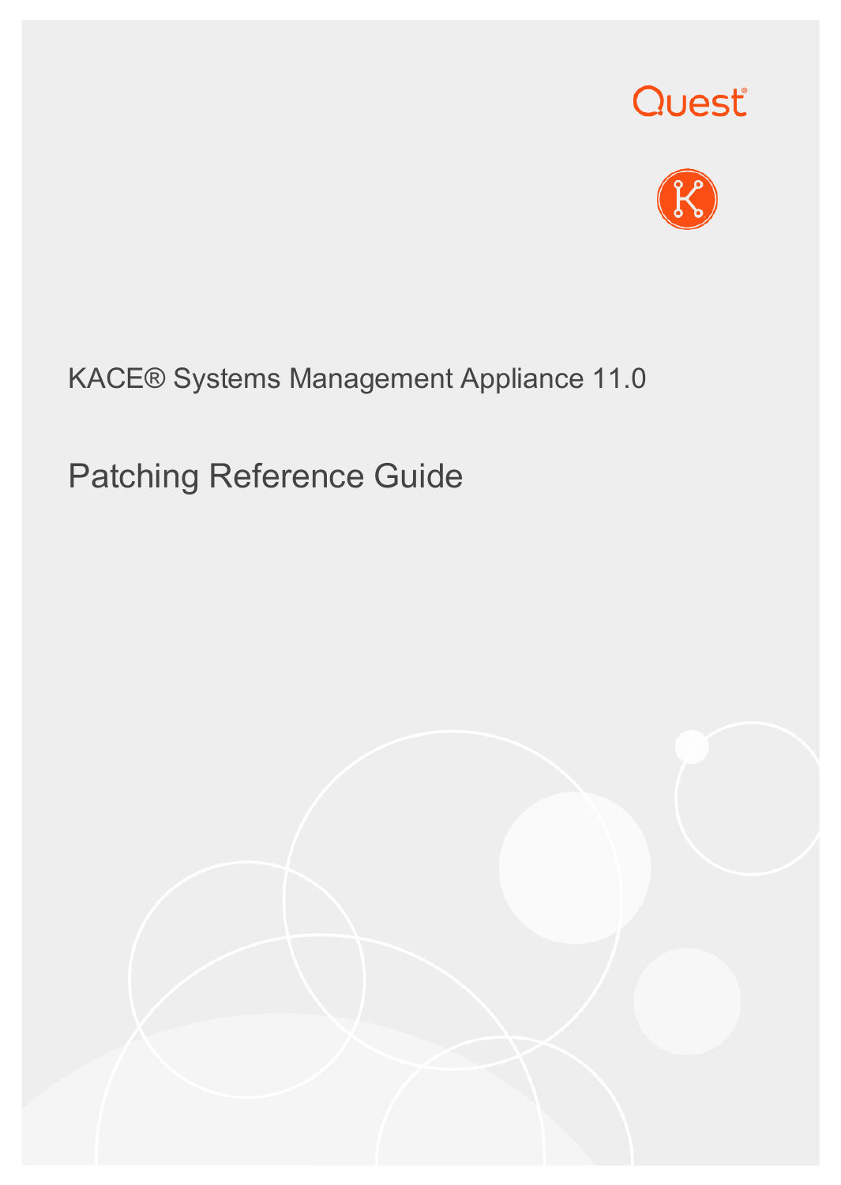Quest

KACE® Systems Management Appliance 11.0

# Patching Reference Guide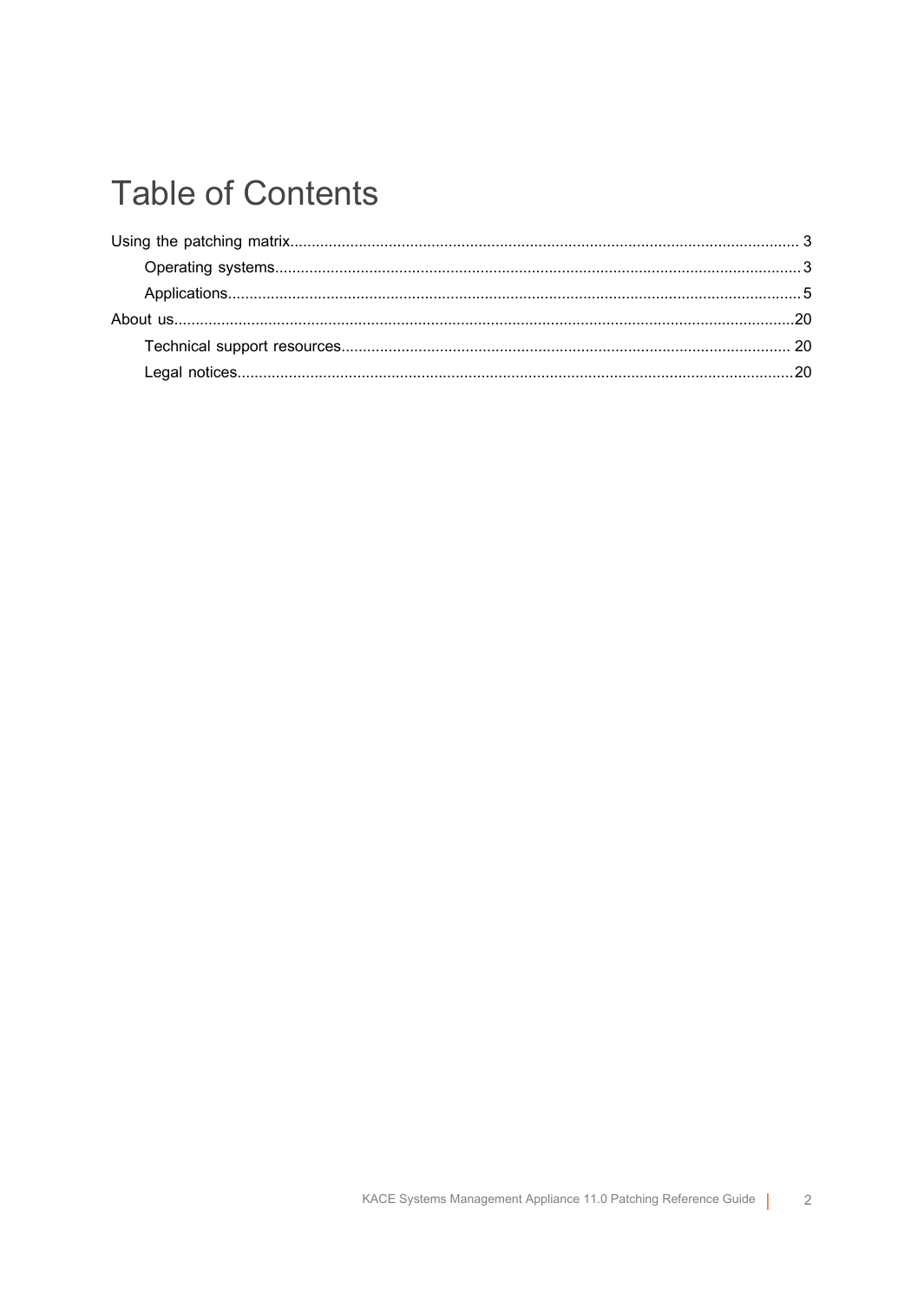# Table of Contents

Using the patching matrix.......................................................................................................................3

- Operating systems...........................................................................................................................3
- Applications.....................................................................................................................................5

About us.................................................................................................................................................20

- Technical support resources........................................................................................................20
- Legal notices..................................................................................................................................20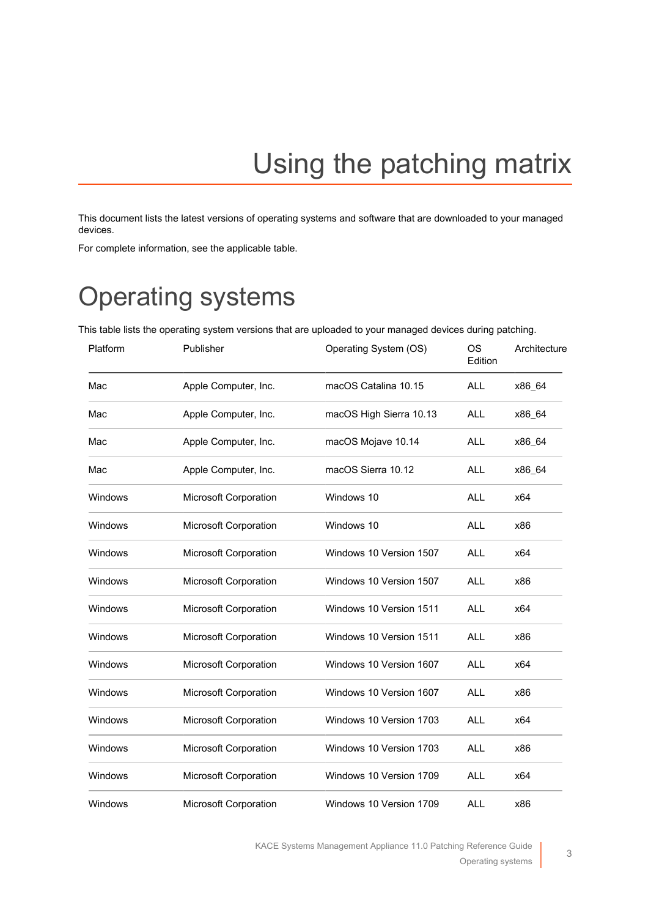# Using the patching matrix

This document lists the latest versions of operating systems and software that are downloaded to your managed devices.

For complete information, see the applicable table.

## Operating systems

This table lists the operating system versions that are uploaded to your managed devices during patching.

| Platform | Publisher | Operating System (OS) | OS Edition | Architecture |
|---|---|---|---|---|
| Mac | Apple Computer, Inc. | macOS Catalina 10.15 | ALL | x86_64 |
| Mac | Apple Computer, Inc. | macOS High Sierra 10.13 | ALL | x86_64 |
| Mac | Apple Computer, Inc. | macOS Mojave 10.14 | ALL | x86_64 |
| Mac | Apple Computer, Inc. | macOS Sierra 10.12 | ALL | x86_64 |
| Windows | Microsoft Corporation | Windows 10 | ALL | x64 |
| Windows | Microsoft Corporation | Windows 10 | ALL | x86 |
| Windows | Microsoft Corporation | Windows 10 Version 1507 | ALL | x64 |
| Windows | Microsoft Corporation | Windows 10 Version 1507 | ALL | x86 |
| Windows | Microsoft Corporation | Windows 10 Version 1511 | ALL | x64 |
| Windows | Microsoft Corporation | Windows 10 Version 1511 | ALL | x86 |
| Windows | Microsoft Corporation | Windows 10 Version 1607 | ALL | x64 |
| Windows | Microsoft Corporation | Windows 10 Version 1607 | ALL | x86 |
| Windows | Microsoft Corporation | Windows 10 Version 1703 | ALL | x64 |
| Windows | Microsoft Corporation | Windows 10 Version 1703 | ALL | x86 |
| Windows | Microsoft Corporation | Windows 10 Version 1709 | ALL | x64 |
| Windows | Microsoft Corporation | Windows 10 Version 1709 | ALL | x86 |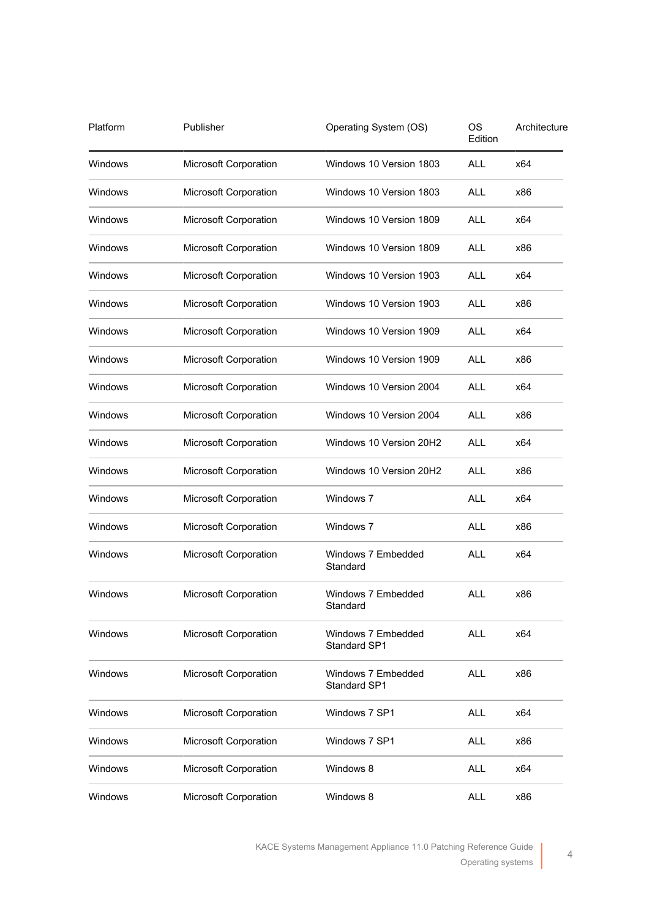| Platform | Publisher | Operating System (OS) | OS Edition | Architecture |
| --- | --- | --- | --- | --- |
| Windows | Microsoft Corporation | Windows 10 Version 1803 | ALL | x64 |
| Windows | Microsoft Corporation | Windows 10 Version 1803 | ALL | x86 |
| Windows | Microsoft Corporation | Windows 10 Version 1809 | ALL | x64 |
| Windows | Microsoft Corporation | Windows 10 Version 1809 | ALL | x86 |
| Windows | Microsoft Corporation | Windows 10 Version 1903 | ALL | x64 |
| Windows | Microsoft Corporation | Windows 10 Version 1903 | ALL | x86 |
| Windows | Microsoft Corporation | Windows 10 Version 1909 | ALL | x64 |
| Windows | Microsoft Corporation | Windows 10 Version 1909 | ALL | x86 |
| Windows | Microsoft Corporation | Windows 10 Version 2004 | ALL | x64 |
| Windows | Microsoft Corporation | Windows 10 Version 2004 | ALL | x86 |
| Windows | Microsoft Corporation | Windows 10 Version 20H2 | ALL | x64 |
| Windows | Microsoft Corporation | Windows 10 Version 20H2 | ALL | x86 |
| Windows | Microsoft Corporation | Windows 7 | ALL | x64 |
| Windows | Microsoft Corporation | Windows 7 | ALL | x86 |
| Windows | Microsoft Corporation | Windows 7 Embedded Standard | ALL | x64 |
| Windows | Microsoft Corporation | Windows 7 Embedded Standard | ALL | x86 |
| Windows | Microsoft Corporation | Windows 7 Embedded Standard SP1 | ALL | x64 |
| Windows | Microsoft Corporation | Windows 7 Embedded Standard SP1 | ALL | x86 |
| Windows | Microsoft Corporation | Windows 7 SP1 | ALL | x64 |
| Windows | Microsoft Corporation | Windows 7 SP1 | ALL | x86 |
| Windows | Microsoft Corporation | Windows 8 | ALL | x64 |
| Windows | Microsoft Corporation | Windows 8 | ALL | x86 |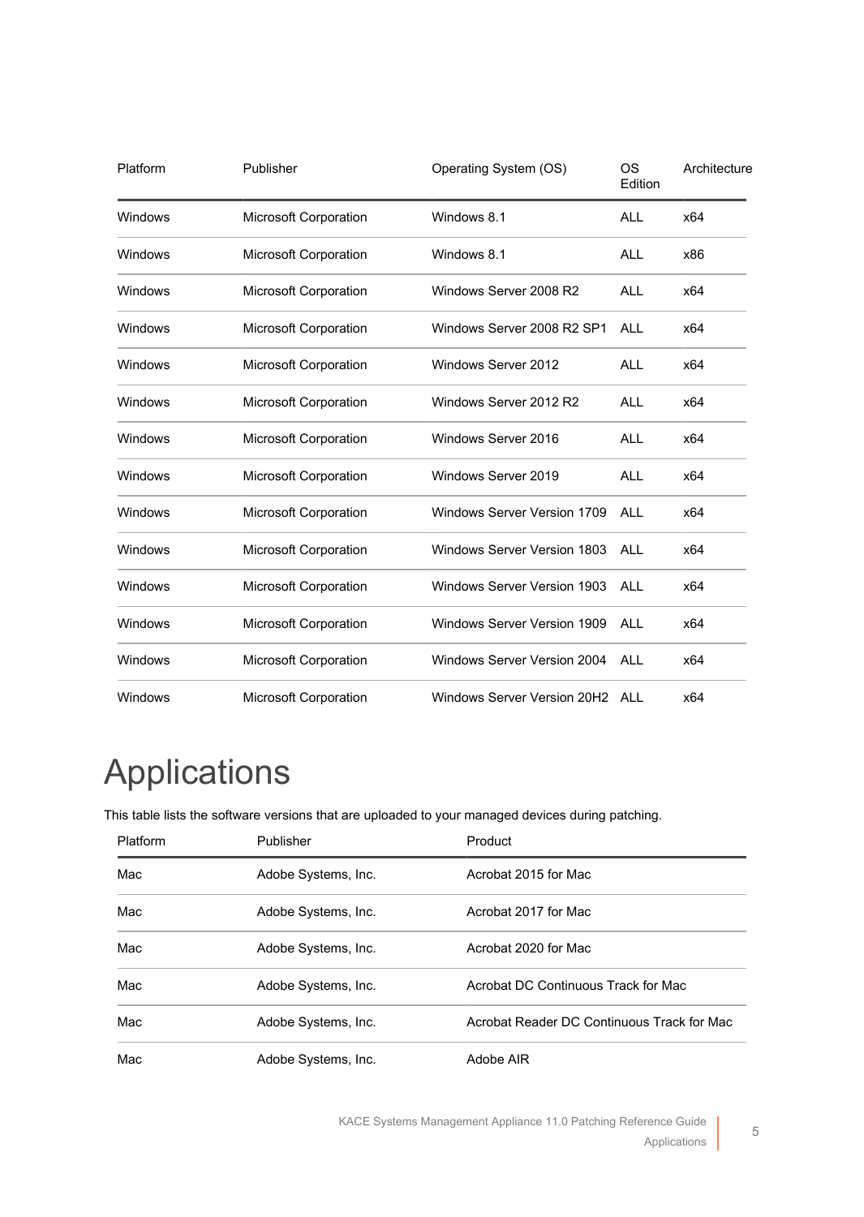| Platform | Publisher | Operating System (OS) | OS Edition | Architecture |
|---|---|---|---|---|
| Windows | Microsoft Corporation | Windows 8.1 | ALL | x64 |
| Windows | Microsoft Corporation | Windows 8.1 | ALL | x86 |
| Windows | Microsoft Corporation | Windows Server 2008 R2 | ALL | x64 |
| Windows | Microsoft Corporation | Windows Server 2008 R2 SP1 | ALL | x64 |
| Windows | Microsoft Corporation | Windows Server 2012 | ALL | x64 |
| Windows | Microsoft Corporation | Windows Server 2012 R2 | ALL | x64 |
| Windows | Microsoft Corporation | Windows Server 2016 | ALL | x64 |
| Windows | Microsoft Corporation | Windows Server 2019 | ALL | x64 |
| Windows | Microsoft Corporation | Windows Server Version 1709 | ALL | x64 |
| Windows | Microsoft Corporation | Windows Server Version 1803 | ALL | x64 |
| Windows | Microsoft Corporation | Windows Server Version 1903 | ALL | x64 |
| Windows | Microsoft Corporation | Windows Server Version 1909 | ALL | x64 |
| Windows | Microsoft Corporation | Windows Server Version 2004 | ALL | x64 |
| Windows | Microsoft Corporation | Windows Server Version 20H2 | ALL | x64 |

# Applications

This table lists the software versions that are uploaded to your managed devices during patching.

| Platform | Publisher | Product |
|---|---|---|
| Mac | Adobe Systems, Inc. | Acrobat 2015 for Mac |
| Mac | Adobe Systems, Inc. | Acrobat 2017 for Mac |
| Mac | Adobe Systems, Inc. | Acrobat 2020 for Mac |
| Mac | Adobe Systems, Inc. | Acrobat DC Continuous Track for Mac |
| Mac | Adobe Systems, Inc. | Acrobat Reader DC Continuous Track for Mac |
| Mac | Adobe Systems, Inc. | Adobe AIR |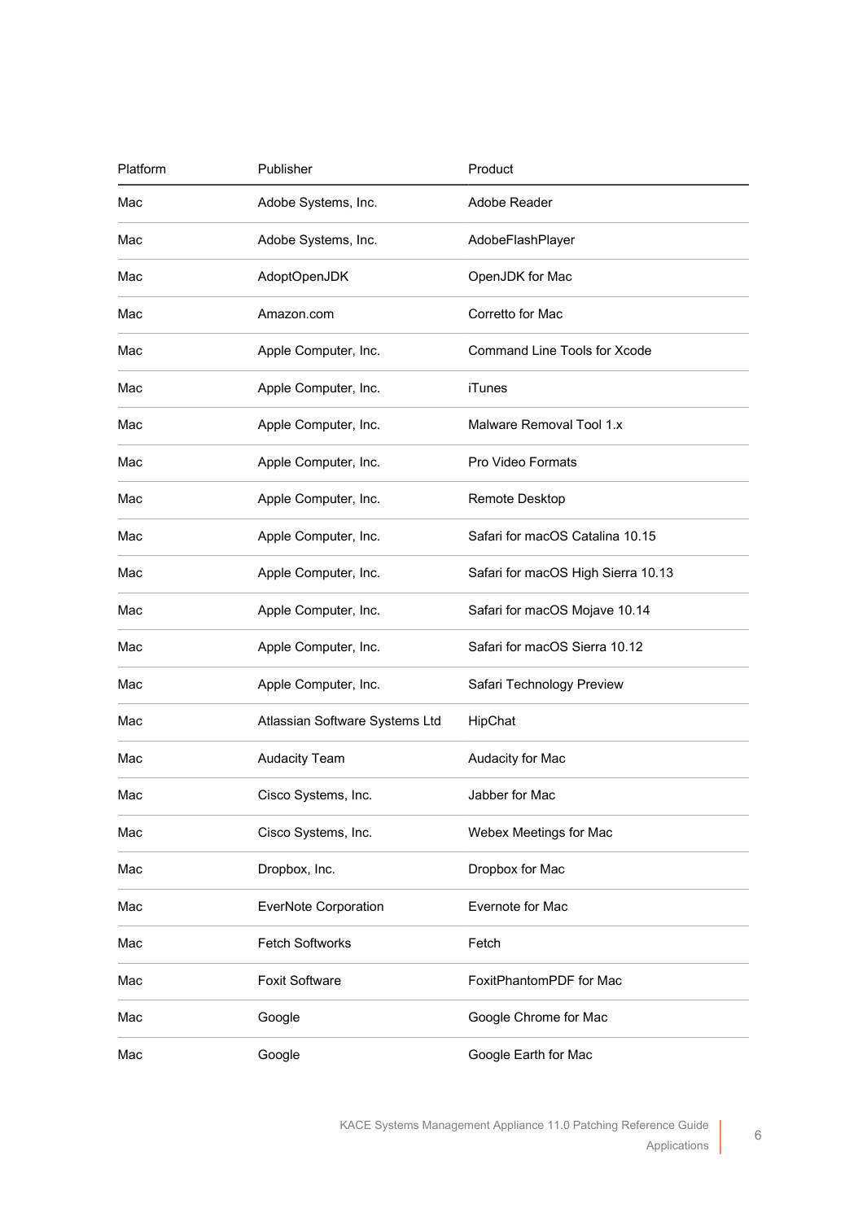| Platform | Publisher | Product |
|---|---|---|
| Mac | Adobe Systems, Inc. | Adobe Reader |
| Mac | Adobe Systems, Inc. | AdobeFlashPlayer |
| Mac | AdoptOpenJDK | OpenJDK for Mac |
| Mac | Amazon.com | Corretto for Mac |
| Mac | Apple Computer, Inc. | Command Line Tools for Xcode |
| Mac | Apple Computer, Inc. | iTunes |
| Mac | Apple Computer, Inc. | Malware Removal Tool 1.x |
| Mac | Apple Computer, Inc. | Pro Video Formats |
| Mac | Apple Computer, Inc. | Remote Desktop |
| Mac | Apple Computer, Inc. | Safari for macOS Catalina 10.15 |
| Mac | Apple Computer, Inc. | Safari for macOS High Sierra 10.13 |
| Mac | Apple Computer, Inc. | Safari for macOS Mojave 10.14 |
| Mac | Apple Computer, Inc. | Safari for macOS Sierra 10.12 |
| Mac | Apple Computer, Inc. | Safari Technology Preview |
| Mac | Atlassian Software Systems Ltd | HipChat |
| Mac | Audacity Team | Audacity for Mac |
| Mac | Cisco Systems, Inc. | Jabber for Mac |
| Mac | Cisco Systems, Inc. | Webex Meetings for Mac |
| Mac | Dropbox, Inc. | Dropbox for Mac |
| Mac | EverNote Corporation | Evernote for Mac |
| Mac | Fetch Softworks | Fetch |
| Mac | Foxit Software | FoxitPhantomPDF for Mac |
| Mac | Google | Google Chrome for Mac |
| Mac | Google | Google Earth for Mac |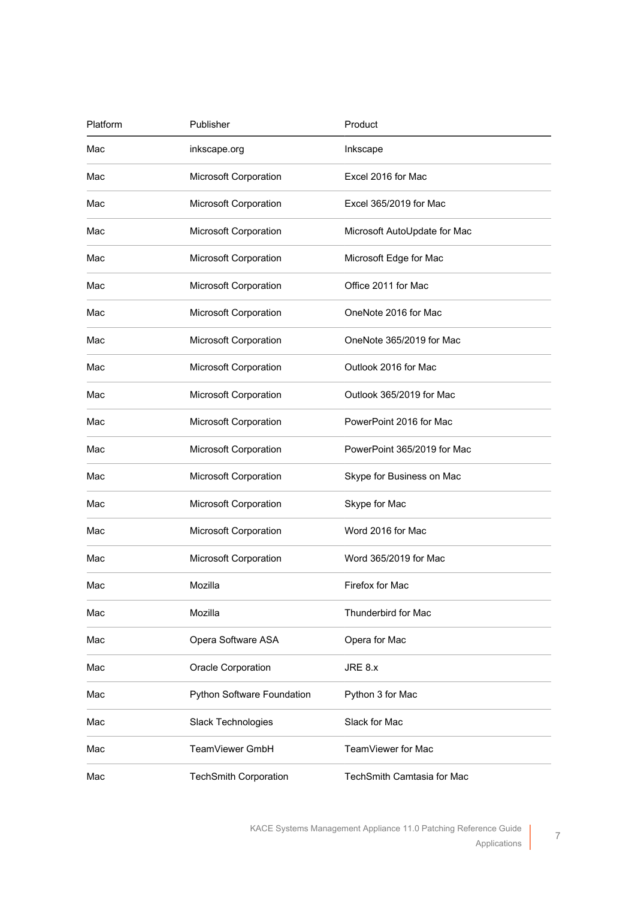| Platform | Publisher | Product |
| --- | --- | --- |
| Mac | inkscape.org | Inkscape |
| Mac | Microsoft Corporation | Excel 2016 for Mac |
| Mac | Microsoft Corporation | Excel 365/2019 for Mac |
| Mac | Microsoft Corporation | Microsoft AutoUpdate for Mac |
| Mac | Microsoft Corporation | Microsoft Edge for Mac |
| Mac | Microsoft Corporation | Office 2011 for Mac |
| Mac | Microsoft Corporation | OneNote 2016 for Mac |
| Mac | Microsoft Corporation | OneNote 365/2019 for Mac |
| Mac | Microsoft Corporation | Outlook 2016 for Mac |
| Mac | Microsoft Corporation | Outlook 365/2019 for Mac |
| Mac | Microsoft Corporation | PowerPoint 2016 for Mac |
| Mac | Microsoft Corporation | PowerPoint 365/2019 for Mac |
| Mac | Microsoft Corporation | Skype for Business on Mac |
| Mac | Microsoft Corporation | Skype for Mac |
| Mac | Microsoft Corporation | Word 2016 for Mac |
| Mac | Microsoft Corporation | Word 365/2019 for Mac |
| Mac | Mozilla | Firefox for Mac |
| Mac | Mozilla | Thunderbird for Mac |
| Mac | Opera Software ASA | Opera for Mac |
| Mac | Oracle Corporation | JRE 8.x |
| Mac | Python Software Foundation | Python 3 for Mac |
| Mac | Slack Technologies | Slack for Mac |
| Mac | TeamViewer GmbH | TeamViewer for Mac |
| Mac | TechSmith Corporation | TechSmith Camtasia for Mac |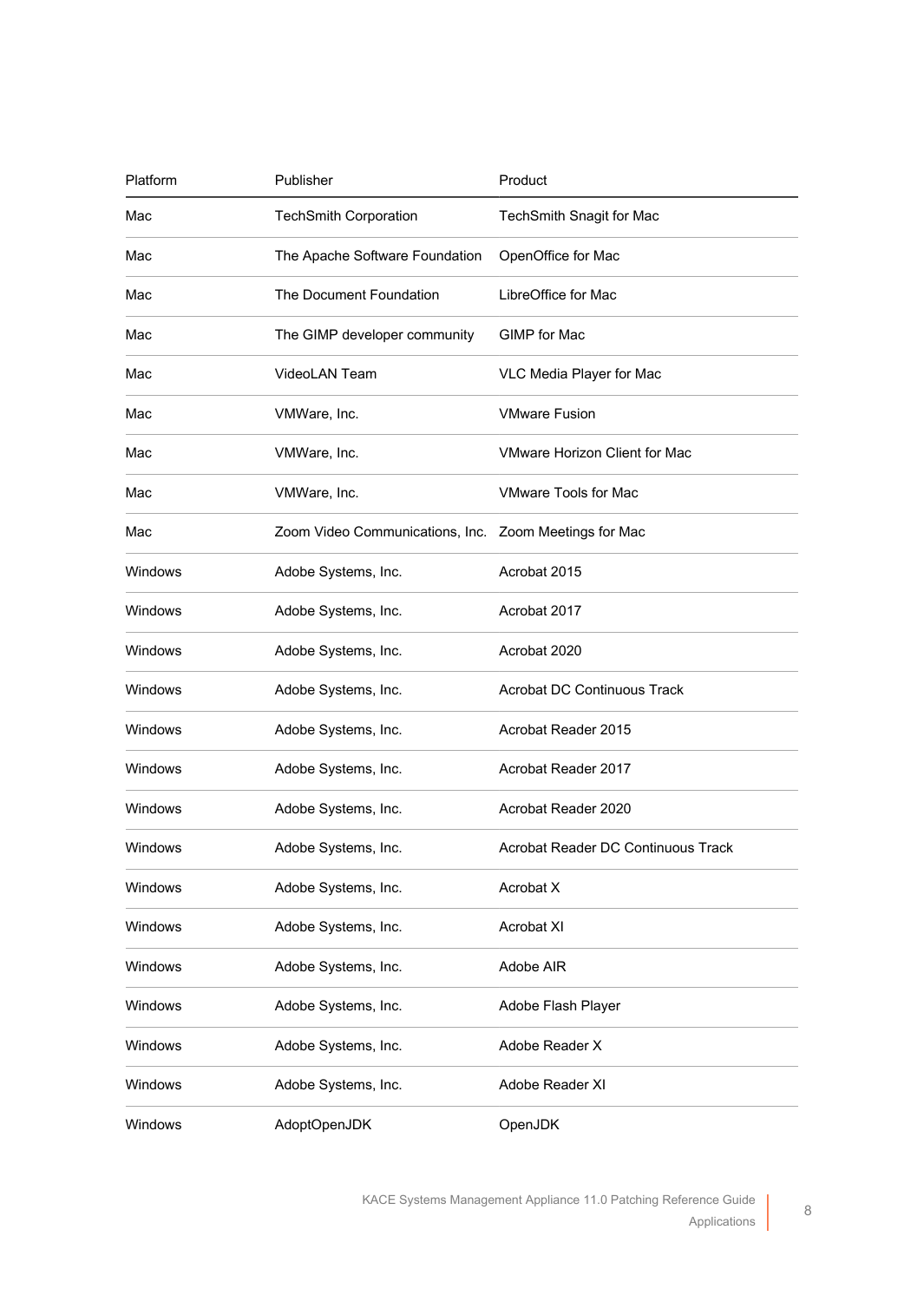| Platform | Publisher | Product |
|---|---|---|
| Mac | TechSmith Corporation | TechSmith Snagit for Mac |
| Mac | The Apache Software Foundation | OpenOffice for Mac |
| Mac | The Document Foundation | LibreOffice for Mac |
| Mac | The GIMP developer community | GIMP for Mac |
| Mac | VideoLAN Team | VLC Media Player for Mac |
| Mac | VMWare, Inc. | VMware Fusion |
| Mac | VMWare, Inc. | VMware Horizon Client for Mac |
| Mac | VMWare, Inc. | VMware Tools for Mac |
| Mac | Zoom Video Communications, Inc. | Zoom Meetings for Mac |
| Windows | Adobe Systems, Inc. | Acrobat 2015 |
| Windows | Adobe Systems, Inc. | Acrobat 2017 |
| Windows | Adobe Systems, Inc. | Acrobat 2020 |
| Windows | Adobe Systems, Inc. | Acrobat DC Continuous Track |
| Windows | Adobe Systems, Inc. | Acrobat Reader 2015 |
| Windows | Adobe Systems, Inc. | Acrobat Reader 2017 |
| Windows | Adobe Systems, Inc. | Acrobat Reader 2020 |
| Windows | Adobe Systems, Inc. | Acrobat Reader DC Continuous Track |
| Windows | Adobe Systems, Inc. | Acrobat X |
| Windows | Adobe Systems, Inc. | Acrobat XI |
| Windows | Adobe Systems, Inc. | Adobe AIR |
| Windows | Adobe Systems, Inc. | Adobe Flash Player |
| Windows | Adobe Systems, Inc. | Adobe Reader X |
| Windows | Adobe Systems, Inc. | Adobe Reader XI |
| Windows | AdoptOpenJDK | OpenJDK |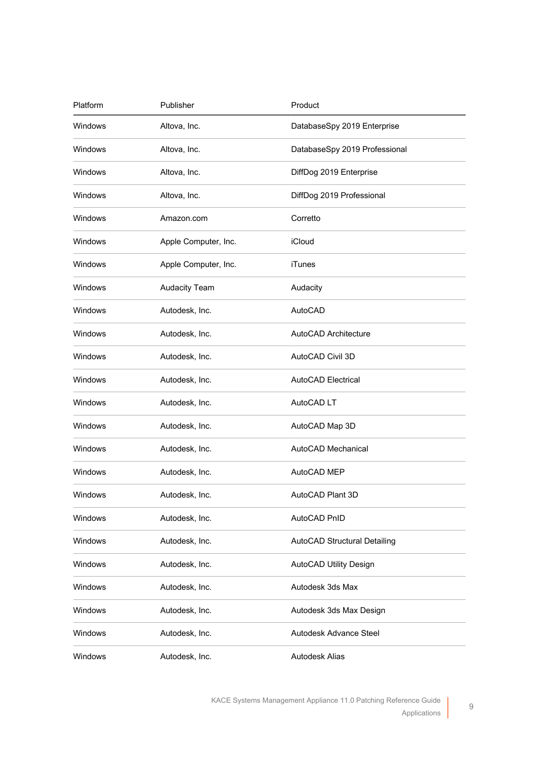| Platform | Publisher | Product |
| --- | --- | --- |
| Windows | Altova, Inc. | DatabaseSpy 2019 Enterprise |
| Windows | Altova, Inc. | DatabaseSpy 2019 Professional |
| Windows | Altova, Inc. | DiffDog 2019 Enterprise |
| Windows | Altova, Inc. | DiffDog 2019 Professional |
| Windows | Amazon.com | Corretto |
| Windows | Apple Computer, Inc. | iCloud |
| Windows | Apple Computer, Inc. | iTunes |
| Windows | Audacity Team | Audacity |
| Windows | Autodesk, Inc. | AutoCAD |
| Windows | Autodesk, Inc. | AutoCAD Architecture |
| Windows | Autodesk, Inc. | AutoCAD Civil 3D |
| Windows | Autodesk, Inc. | AutoCAD Electrical |
| Windows | Autodesk, Inc. | AutoCAD LT |
| Windows | Autodesk, Inc. | AutoCAD Map 3D |
| Windows | Autodesk, Inc. | AutoCAD Mechanical |
| Windows | Autodesk, Inc. | AutoCAD MEP |
| Windows | Autodesk, Inc. | AutoCAD Plant 3D |
| Windows | Autodesk, Inc. | AutoCAD PnID |
| Windows | Autodesk, Inc. | AutoCAD Structural Detailing |
| Windows | Autodesk, Inc. | AutoCAD Utility Design |
| Windows | Autodesk, Inc. | Autodesk 3ds Max |
| Windows | Autodesk, Inc. | Autodesk 3ds Max Design |
| Windows | Autodesk, Inc. | Autodesk Advance Steel |
| Windows | Autodesk, Inc. | Autodesk Alias |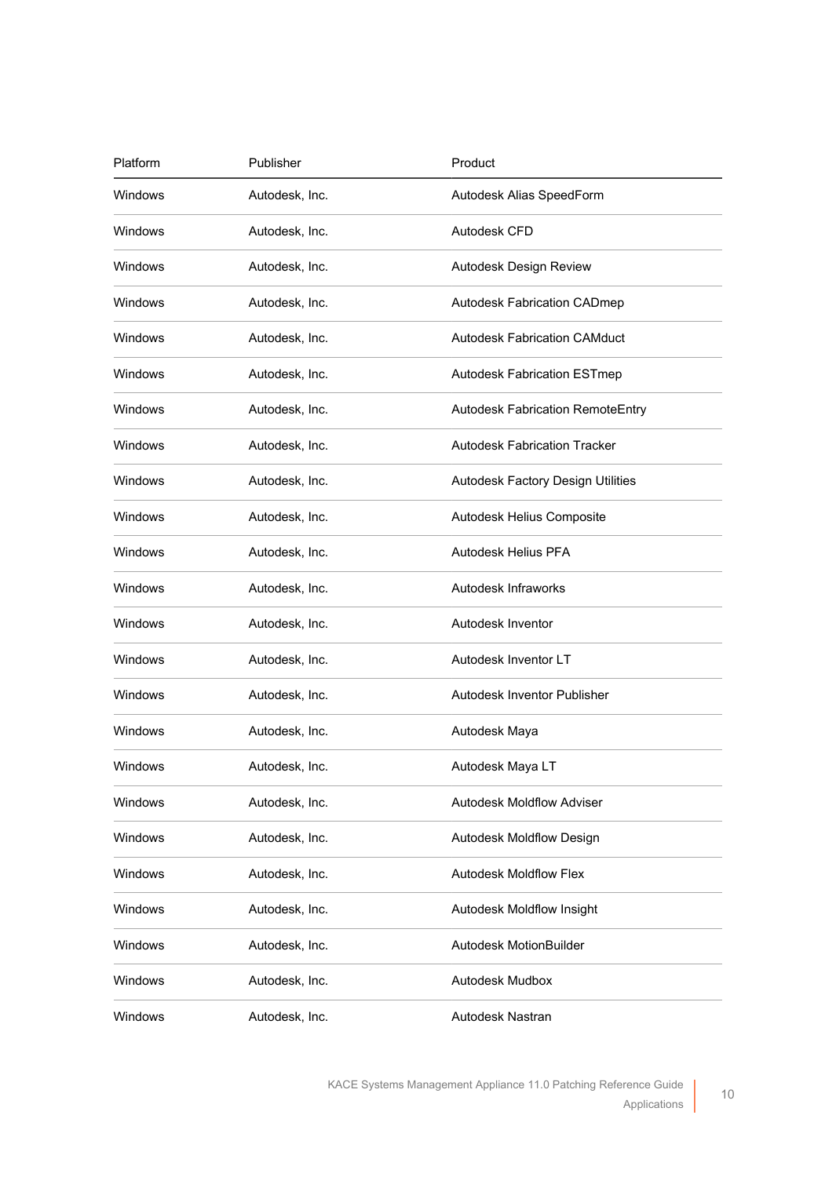| Platform | Publisher | Product |
| --- | --- | --- |
| Windows | Autodesk, Inc. | Autodesk Alias SpeedForm |
| Windows | Autodesk, Inc. | Autodesk CFD |
| Windows | Autodesk, Inc. | Autodesk Design Review |
| Windows | Autodesk, Inc. | Autodesk Fabrication CADmep |
| Windows | Autodesk, Inc. | Autodesk Fabrication CAMduct |
| Windows | Autodesk, Inc. | Autodesk Fabrication ESTmep |
| Windows | Autodesk, Inc. | Autodesk Fabrication RemoteEntry |
| Windows | Autodesk, Inc. | Autodesk Fabrication Tracker |
| Windows | Autodesk, Inc. | Autodesk Factory Design Utilities |
| Windows | Autodesk, Inc. | Autodesk Helius Composite |
| Windows | Autodesk, Inc. | Autodesk Helius PFA |
| Windows | Autodesk, Inc. | Autodesk Infraworks |
| Windows | Autodesk, Inc. | Autodesk Inventor |
| Windows | Autodesk, Inc. | Autodesk Inventor LT |
| Windows | Autodesk, Inc. | Autodesk Inventor Publisher |
| Windows | Autodesk, Inc. | Autodesk Maya |
| Windows | Autodesk, Inc. | Autodesk Maya LT |
| Windows | Autodesk, Inc. | Autodesk Moldflow Adviser |
| Windows | Autodesk, Inc. | Autodesk Moldflow Design |
| Windows | Autodesk, Inc. | Autodesk Moldflow Flex |
| Windows | Autodesk, Inc. | Autodesk Moldflow Insight |
| Windows | Autodesk, Inc. | Autodesk MotionBuilder |
| Windows | Autodesk, Inc. | Autodesk Mudbox |
| Windows | Autodesk, Inc. | Autodesk Nastran |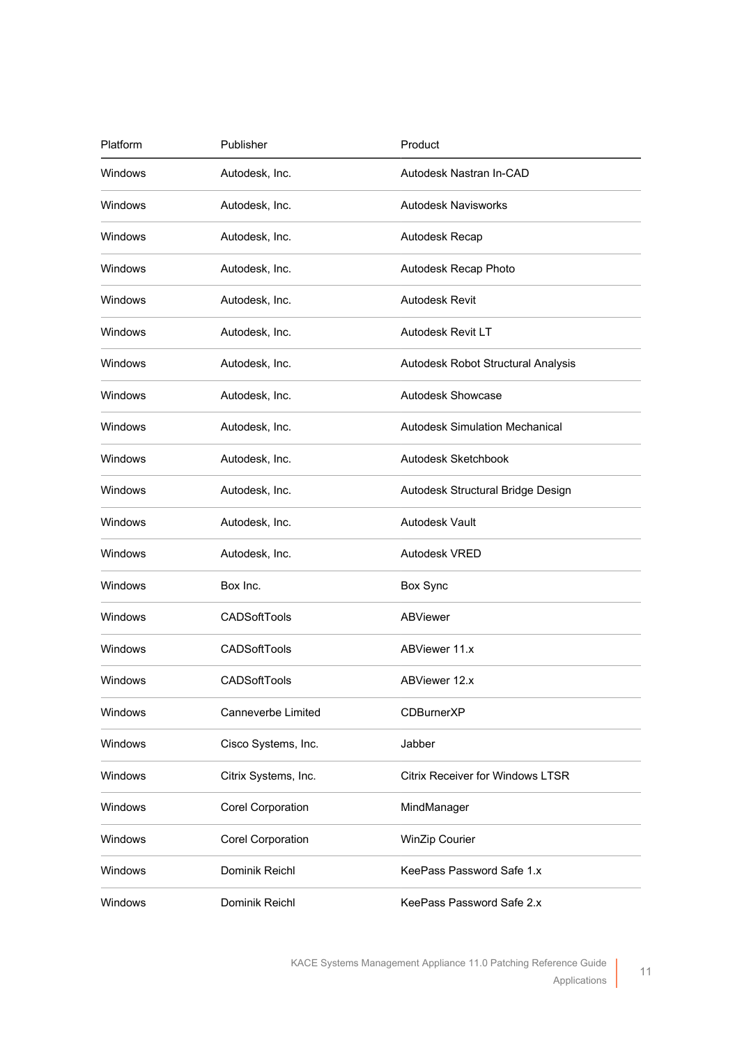| Platform | Publisher | Product |
| --- | --- | --- |
| Windows | Autodesk, Inc. | Autodesk Nastran In-CAD |
| Windows | Autodesk, Inc. | Autodesk Navisworks |
| Windows | Autodesk, Inc. | Autodesk Recap |
| Windows | Autodesk, Inc. | Autodesk Recap Photo |
| Windows | Autodesk, Inc. | Autodesk Revit |
| Windows | Autodesk, Inc. | Autodesk Revit LT |
| Windows | Autodesk, Inc. | Autodesk Robot Structural Analysis |
| Windows | Autodesk, Inc. | Autodesk Showcase |
| Windows | Autodesk, Inc. | Autodesk Simulation Mechanical |
| Windows | Autodesk, Inc. | Autodesk Sketchbook |
| Windows | Autodesk, Inc. | Autodesk Structural Bridge Design |
| Windows | Autodesk, Inc. | Autodesk Vault |
| Windows | Autodesk, Inc. | Autodesk VRED |
| Windows | Box Inc. | Box Sync |
| Windows | CADSoftTools | ABViewer |
| Windows | CADSoftTools | ABViewer 11.x |
| Windows | CADSoftTools | ABViewer 12.x |
| Windows | Canneverbe Limited | CDBurnerXP |
| Windows | Cisco Systems, Inc. | Jabber |
| Windows | Citrix Systems, Inc. | Citrix Receiver for Windows LTSR |
| Windows | Corel Corporation | MindManager |
| Windows | Corel Corporation | WinZip Courier |
| Windows | Dominik Reichl | KeePass Password Safe 1.x |
| Windows | Dominik Reichl | KeePass Password Safe 2.x |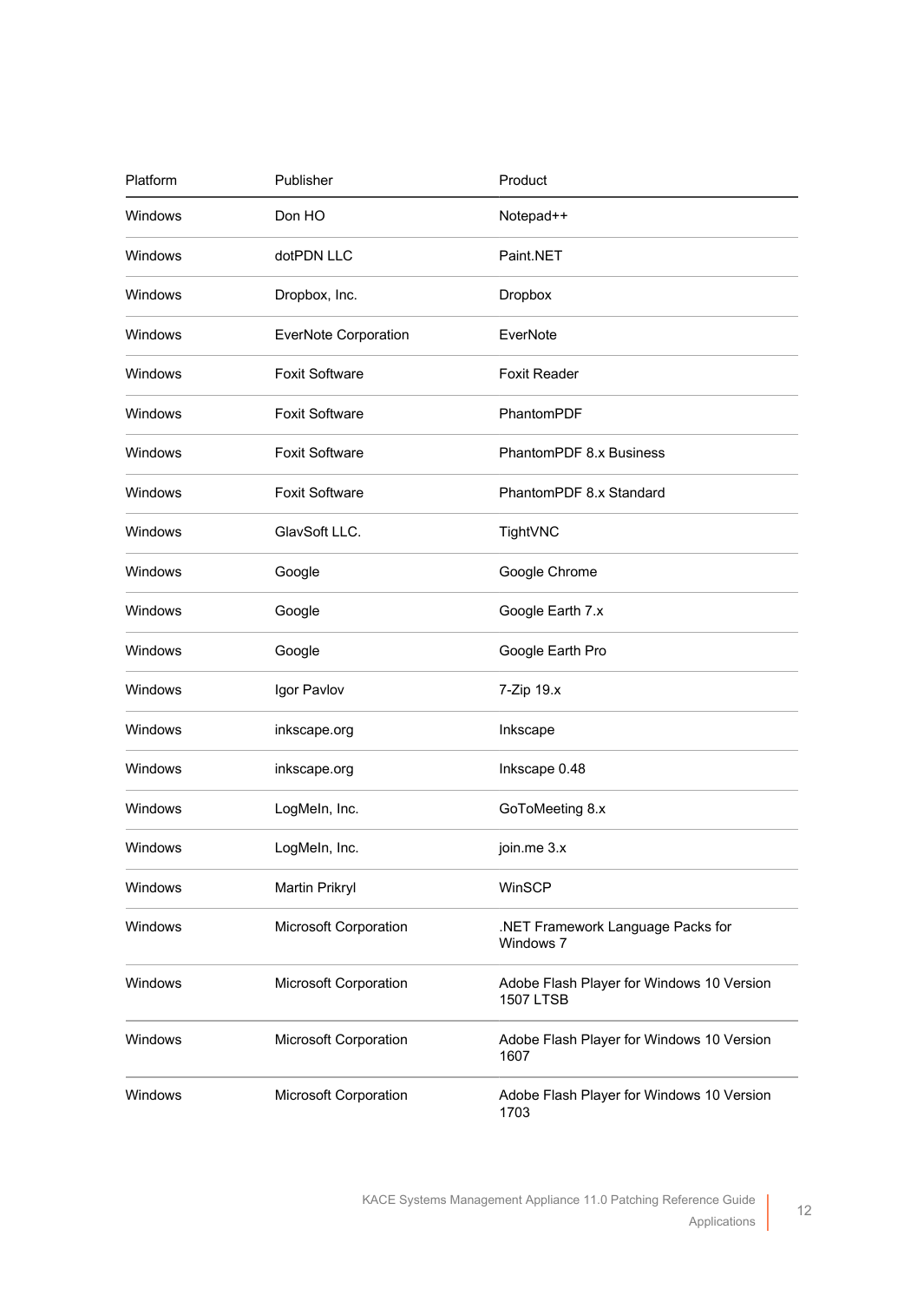| Platform | Publisher | Product |
| --- | --- | --- |
| Windows | Don HO | Notepad++ |
| Windows | dotPDN LLC | Paint.NET |
| Windows | Dropbox, Inc. | Dropbox |
| Windows | EverNote Corporation | EverNote |
| Windows | Foxit Software | Foxit Reader |
| Windows | Foxit Software | PhantomPDF |
| Windows | Foxit Software | PhantomPDF 8.x Business |
| Windows | Foxit Software | PhantomPDF 8.x Standard |
| Windows | GlavSoft LLC. | TightVNC |
| Windows | Google | Google Chrome |
| Windows | Google | Google Earth 7.x |
| Windows | Google | Google Earth Pro |
| Windows | Igor Pavlov | 7-Zip 19.x |
| Windows | inkscape.org | Inkscape |
| Windows | inkscape.org | Inkscape 0.48 |
| Windows | LogMeIn, Inc. | GoToMeeting 8.x |
| Windows | LogMeIn, Inc. | join.me 3.x |
| Windows | Martin Prikryl | WinSCP |
| Windows | Microsoft Corporation | .NET Framework Language Packs for Windows 7 |
| Windows | Microsoft Corporation | Adobe Flash Player for Windows 10 Version 1507 LTSB |
| Windows | Microsoft Corporation | Adobe Flash Player for Windows 10 Version 1607 |
| Windows | Microsoft Corporation | Adobe Flash Player for Windows 10 Version 1703 |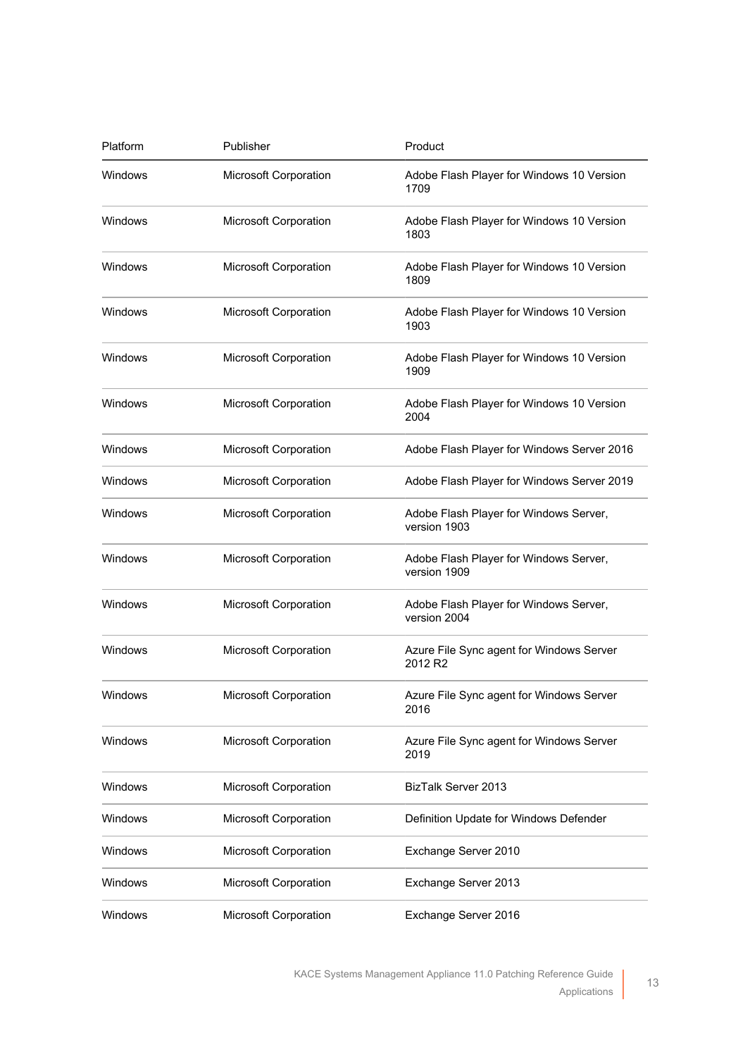| Platform | Publisher | Product |
| --- | --- | --- |
| Windows | Microsoft Corporation | Adobe Flash Player for Windows 10 Version 1709 |
| Windows | Microsoft Corporation | Adobe Flash Player for Windows 10 Version 1803 |
| Windows | Microsoft Corporation | Adobe Flash Player for Windows 10 Version 1809 |
| Windows | Microsoft Corporation | Adobe Flash Player for Windows 10 Version 1903 |
| Windows | Microsoft Corporation | Adobe Flash Player for Windows 10 Version 1909 |
| Windows | Microsoft Corporation | Adobe Flash Player for Windows 10 Version 2004 |
| Windows | Microsoft Corporation | Adobe Flash Player for Windows Server 2016 |
| Windows | Microsoft Corporation | Adobe Flash Player for Windows Server 2019 |
| Windows | Microsoft Corporation | Adobe Flash Player for Windows Server, version 1903 |
| Windows | Microsoft Corporation | Adobe Flash Player for Windows Server, version 1909 |
| Windows | Microsoft Corporation | Adobe Flash Player for Windows Server, version 2004 |
| Windows | Microsoft Corporation | Azure File Sync agent for Windows Server 2012 R2 |
| Windows | Microsoft Corporation | Azure File Sync agent for Windows Server 2016 |
| Windows | Microsoft Corporation | Azure File Sync agent for Windows Server 2019 |
| Windows | Microsoft Corporation | BizTalk Server 2013 |
| Windows | Microsoft Corporation | Definition Update for Windows Defender |
| Windows | Microsoft Corporation | Exchange Server 2010 |
| Windows | Microsoft Corporation | Exchange Server 2013 |
| Windows | Microsoft Corporation | Exchange Server 2016 |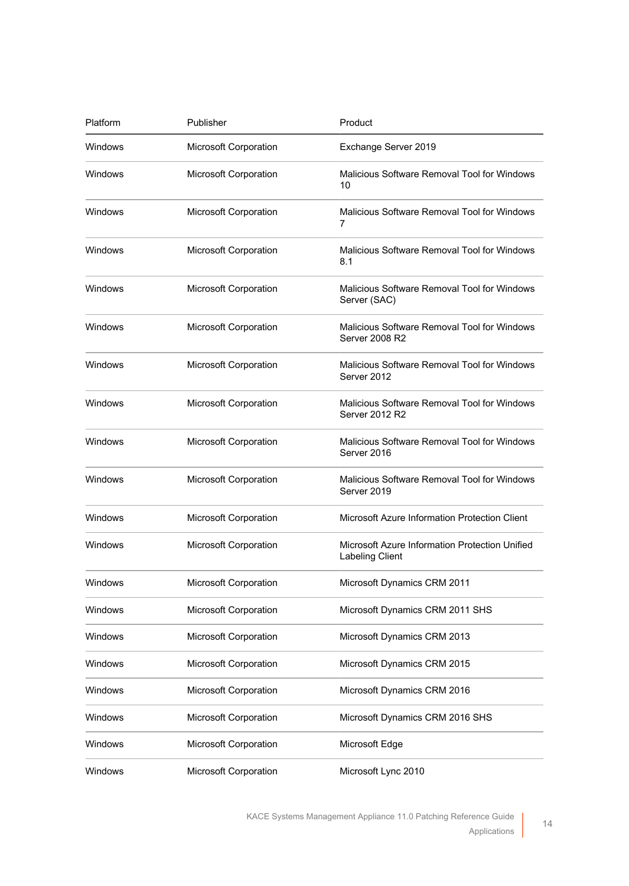| Platform | Publisher | Product |
| --- | --- | --- |
| Windows | Microsoft Corporation | Exchange Server 2019 |
| Windows | Microsoft Corporation | Malicious Software Removal Tool for Windows 10 |
| Windows | Microsoft Corporation | Malicious Software Removal Tool for Windows 7 |
| Windows | Microsoft Corporation | Malicious Software Removal Tool for Windows 8.1 |
| Windows | Microsoft Corporation | Malicious Software Removal Tool for Windows Server (SAC) |
| Windows | Microsoft Corporation | Malicious Software Removal Tool for Windows Server 2008 R2 |
| Windows | Microsoft Corporation | Malicious Software Removal Tool for Windows Server 2012 |
| Windows | Microsoft Corporation | Malicious Software Removal Tool for Windows Server 2012 R2 |
| Windows | Microsoft Corporation | Malicious Software Removal Tool for Windows Server 2016 |
| Windows | Microsoft Corporation | Malicious Software Removal Tool for Windows Server 2019 |
| Windows | Microsoft Corporation | Microsoft Azure Information Protection Client |
| Windows | Microsoft Corporation | Microsoft Azure Information Protection Unified Labeling Client |
| Windows | Microsoft Corporation | Microsoft Dynamics CRM 2011 |
| Windows | Microsoft Corporation | Microsoft Dynamics CRM 2011 SHS |
| Windows | Microsoft Corporation | Microsoft Dynamics CRM 2013 |
| Windows | Microsoft Corporation | Microsoft Dynamics CRM 2015 |
| Windows | Microsoft Corporation | Microsoft Dynamics CRM 2016 |
| Windows | Microsoft Corporation | Microsoft Dynamics CRM 2016 SHS |
| Windows | Microsoft Corporation | Microsoft Edge |
| Windows | Microsoft Corporation | Microsoft Lync 2010 |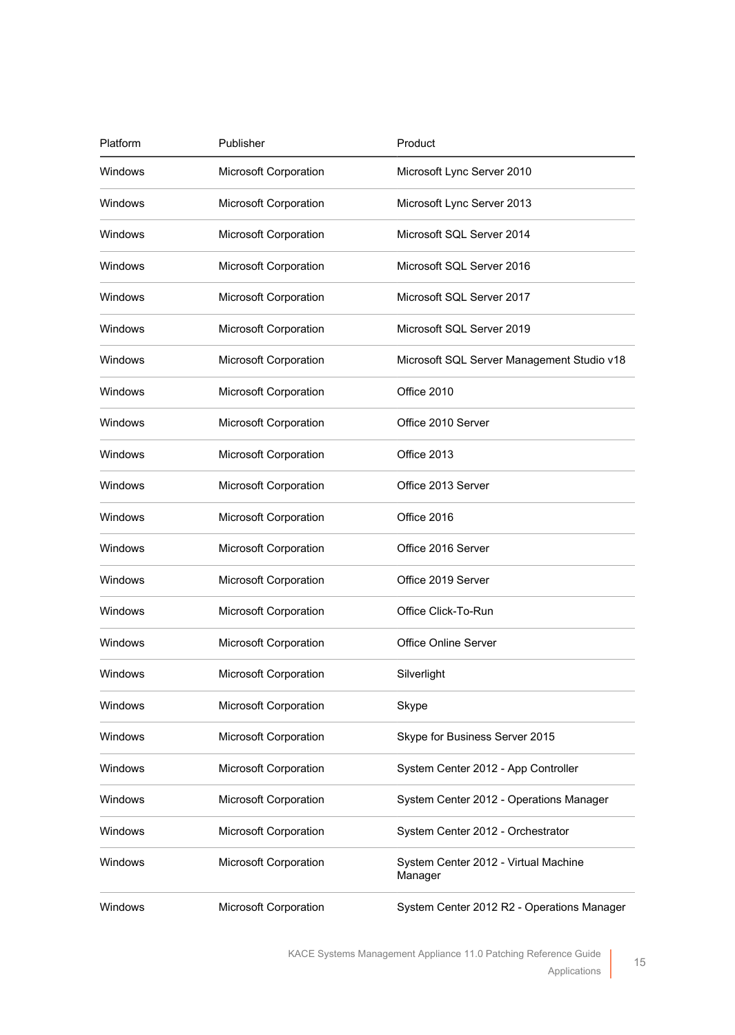| Platform | Publisher | Product |
| --- | --- | --- |
| Windows | Microsoft Corporation | Microsoft Lync Server 2010 |
| Windows | Microsoft Corporation | Microsoft Lync Server 2013 |
| Windows | Microsoft Corporation | Microsoft SQL Server 2014 |
| Windows | Microsoft Corporation | Microsoft SQL Server 2016 |
| Windows | Microsoft Corporation | Microsoft SQL Server 2017 |
| Windows | Microsoft Corporation | Microsoft SQL Server 2019 |
| Windows | Microsoft Corporation | Microsoft SQL Server Management Studio v18 |
| Windows | Microsoft Corporation | Office 2010 |
| Windows | Microsoft Corporation | Office 2010 Server |
| Windows | Microsoft Corporation | Office 2013 |
| Windows | Microsoft Corporation | Office 2013 Server |
| Windows | Microsoft Corporation | Office 2016 |
| Windows | Microsoft Corporation | Office 2016 Server |
| Windows | Microsoft Corporation | Office 2019 Server |
| Windows | Microsoft Corporation | Office Click-To-Run |
| Windows | Microsoft Corporation | Office Online Server |
| Windows | Microsoft Corporation | Silverlight |
| Windows | Microsoft Corporation | Skype |
| Windows | Microsoft Corporation | Skype for Business Server 2015 |
| Windows | Microsoft Corporation | System Center 2012 - App Controller |
| Windows | Microsoft Corporation | System Center 2012 - Operations Manager |
| Windows | Microsoft Corporation | System Center 2012 - Orchestrator |
| Windows | Microsoft Corporation | System Center 2012 - Virtual Machine Manager |
| Windows | Microsoft Corporation | System Center 2012 R2 - Operations Manager |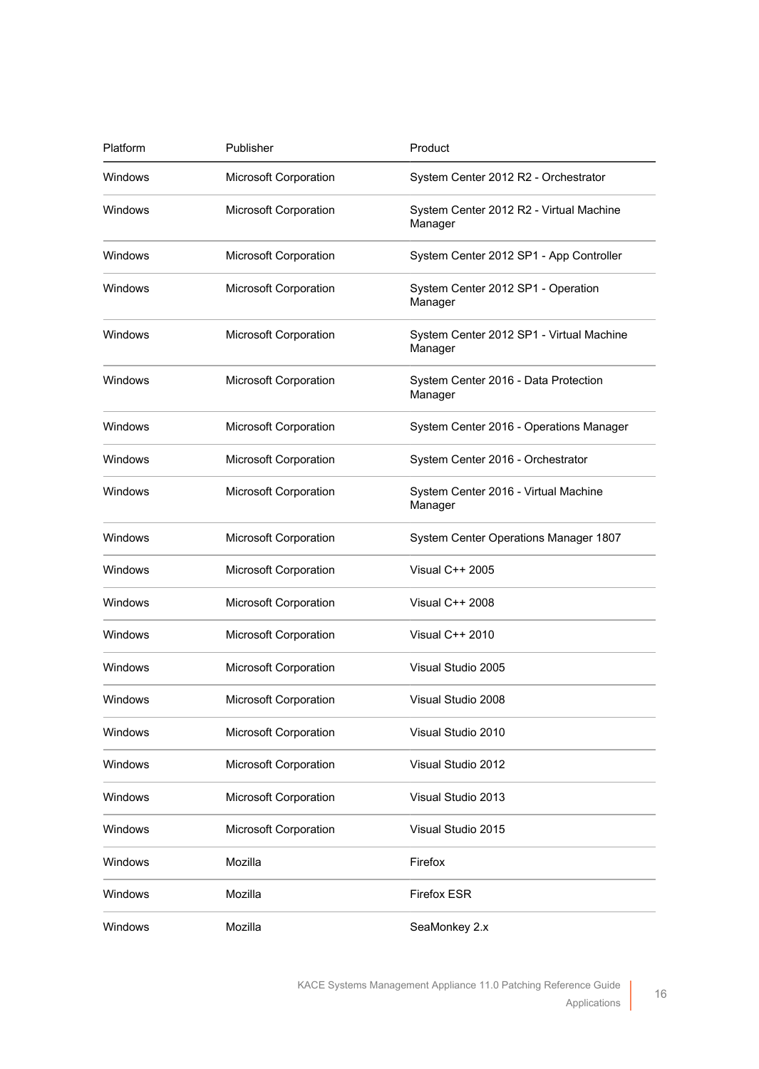| Platform | Publisher | Product |
| --- | --- | --- |
| Windows | Microsoft Corporation | System Center 2012 R2 - Orchestrator |
| Windows | Microsoft Corporation | System Center 2012 R2 - Virtual Machine Manager |
| Windows | Microsoft Corporation | System Center 2012 SP1 - App Controller |
| Windows | Microsoft Corporation | System Center 2012 SP1 - Operation Manager |
| Windows | Microsoft Corporation | System Center 2012 SP1 - Virtual Machine Manager |
| Windows | Microsoft Corporation | System Center 2016 - Data Protection Manager |
| Windows | Microsoft Corporation | System Center 2016 - Operations Manager |
| Windows | Microsoft Corporation | System Center 2016 - Orchestrator |
| Windows | Microsoft Corporation | System Center 2016 - Virtual Machine Manager |
| Windows | Microsoft Corporation | System Center Operations Manager 1807 |
| Windows | Microsoft Corporation | Visual C++ 2005 |
| Windows | Microsoft Corporation | Visual C++ 2008 |
| Windows | Microsoft Corporation | Visual C++ 2010 |
| Windows | Microsoft Corporation | Visual Studio 2005 |
| Windows | Microsoft Corporation | Visual Studio 2008 |
| Windows | Microsoft Corporation | Visual Studio 2010 |
| Windows | Microsoft Corporation | Visual Studio 2012 |
| Windows | Microsoft Corporation | Visual Studio 2013 |
| Windows | Microsoft Corporation | Visual Studio 2015 |
| Windows | Mozilla | Firefox |
| Windows | Mozilla | Firefox ESR |
| Windows | Mozilla | SeaMonkey 2.x |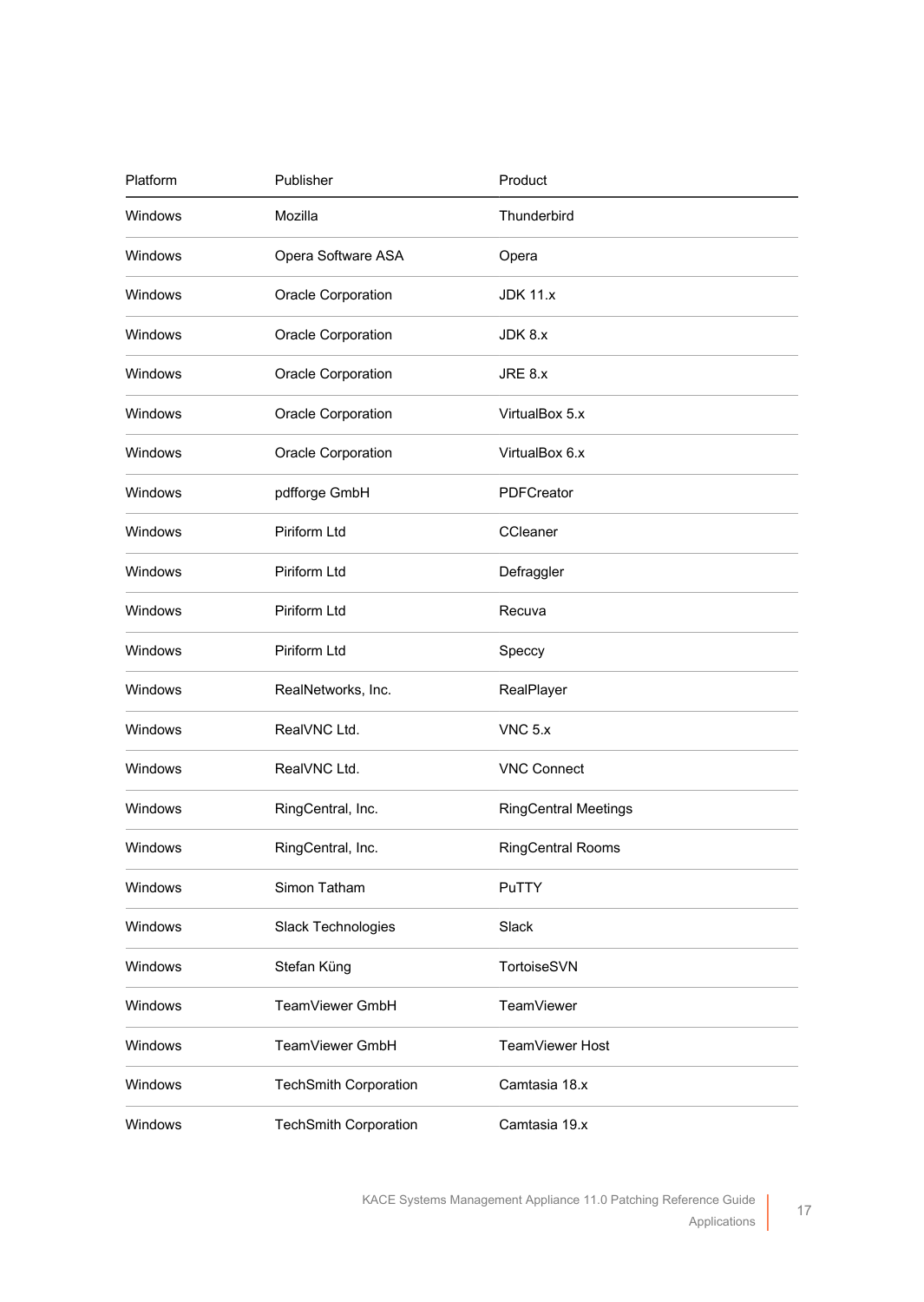| Platform | Publisher | Product |
| --- | --- | --- |
| Windows | Mozilla | Thunderbird |
| Windows | Opera Software ASA | Opera |
| Windows | Oracle Corporation | JDK 11.x |
| Windows | Oracle Corporation | JDK 8.x |
| Windows | Oracle Corporation | JRE 8.x |
| Windows | Oracle Corporation | VirtualBox 5.x |
| Windows | Oracle Corporation | VirtualBox 6.x |
| Windows | pdfforge GmbH | PDFCreator |
| Windows | Piriform Ltd | CCleaner |
| Windows | Piriform Ltd | Defraggler |
| Windows | Piriform Ltd | Recuva |
| Windows | Piriform Ltd | Speccy |
| Windows | RealNetworks, Inc. | RealPlayer |
| Windows | RealVNC Ltd. | VNC 5.x |
| Windows | RealVNC Ltd. | VNC Connect |
| Windows | RingCentral, Inc. | RingCentral Meetings |
| Windows | RingCentral, Inc. | RingCentral Rooms |
| Windows | Simon Tatham | PuTTY |
| Windows | Slack Technologies | Slack |
| Windows | Stefan Küng | TortoiseSVN |
| Windows | TeamViewer GmbH | TeamViewer |
| Windows | TeamViewer GmbH | TeamViewer Host |
| Windows | TechSmith Corporation | Camtasia 18.x |
| Windows | TechSmith Corporation | Camtasia 19.x |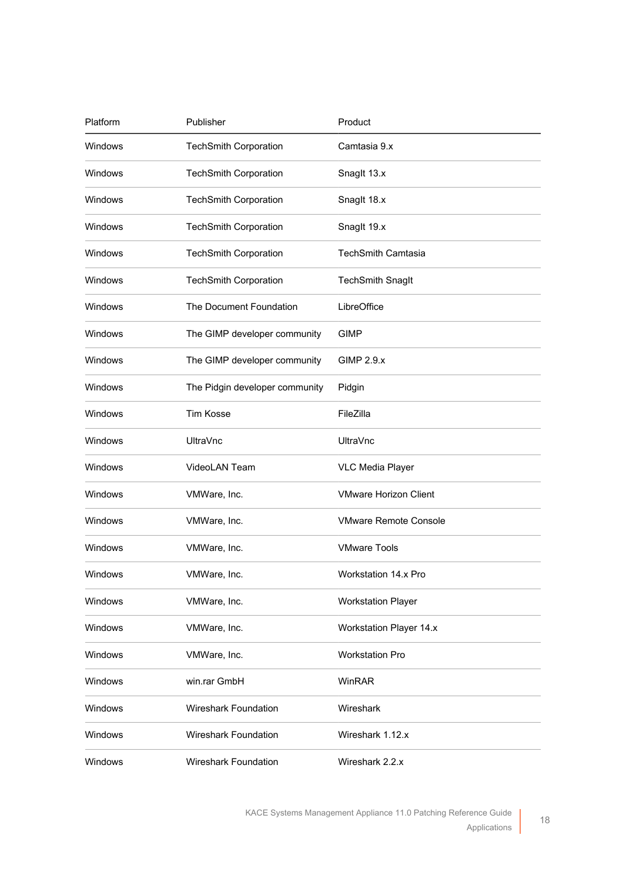| Platform | Publisher | Product |
| --- | --- | --- |
| Windows | TechSmith Corporation | Camtasia 9.x |
| Windows | TechSmith Corporation | SnagIt 13.x |
| Windows | TechSmith Corporation | SnagIt 18.x |
| Windows | TechSmith Corporation | SnagIt 19.x |
| Windows | TechSmith Corporation | TechSmith Camtasia |
| Windows | TechSmith Corporation | TechSmith SnagIt |
| Windows | The Document Foundation | LibreOffice |
| Windows | The GIMP developer community | GIMP |
| Windows | The GIMP developer community | GIMP 2.9.x |
| Windows | The Pidgin developer community | Pidgin |
| Windows | Tim Kosse | FileZilla |
| Windows | UltraVnc | UltraVnc |
| Windows | VideoLAN Team | VLC Media Player |
| Windows | VMWare, Inc. | VMware Horizon Client |
| Windows | VMWare, Inc. | VMware Remote Console |
| Windows | VMWare, Inc. | VMware Tools |
| Windows | VMWare, Inc. | Workstation 14.x Pro |
| Windows | VMWare, Inc. | Workstation Player |
| Windows | VMWare, Inc. | Workstation Player 14.x |
| Windows | VMWare, Inc. | Workstation Pro |
| Windows | win.rar GmbH | WinRAR |
| Windows | Wireshark Foundation | Wireshark |
| Windows | Wireshark Foundation | Wireshark 1.12.x |
| Windows | Wireshark Foundation | Wireshark 2.2.x |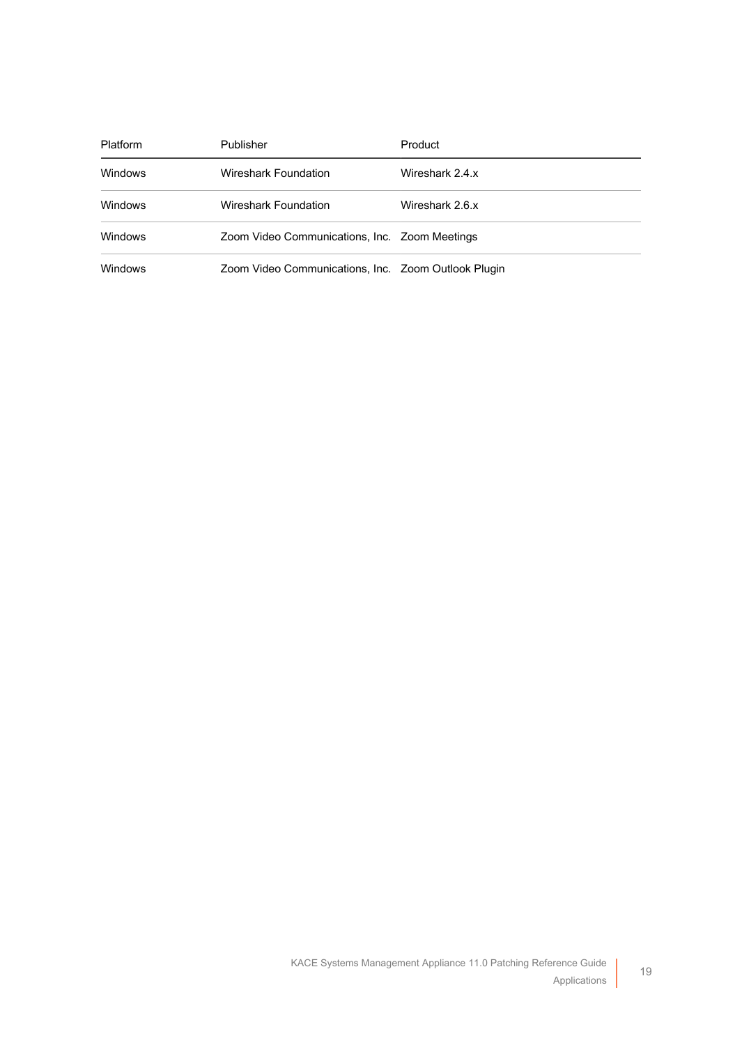| Platform | Publisher | Product |
| --- | --- | --- |
| Windows | Wireshark Foundation | Wireshark 2.4.x |
| Windows | Wireshark Foundation | Wireshark 2.6.x |
| Windows | Zoom Video Communications, Inc. | Zoom Meetings |
| Windows | Zoom Video Communications, Inc. | Zoom Outlook Plugin |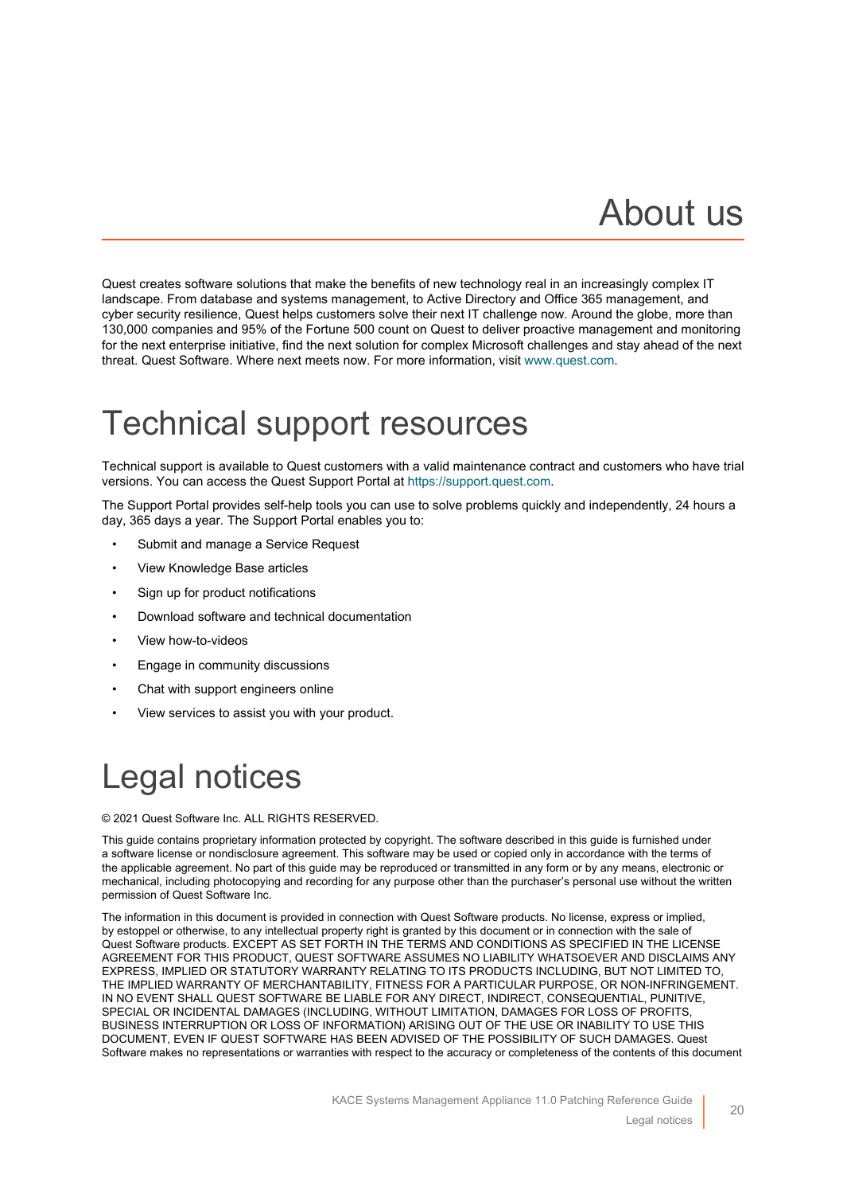# About us

Quest creates software solutions that make the benefits of new technology real in an increasingly complex IT landscape. From database and systems management, to Active Directory and Office 365 management, and cyber security resilience, Quest helps customers solve their next IT challenge now. Around the globe, more than 130,000 companies and 95% of the Fortune 500 count on Quest to deliver proactive management and monitoring for the next enterprise initiative, find the next solution for complex Microsoft challenges and stay ahead of the next threat. Quest Software. Where next meets now. For more information, visit www.quest.com.

# Technical support resources

Technical support is available to Quest customers with a valid maintenance contract and customers who have trial versions. You can access the Quest Support Portal at https://support.quest.com.

The Support Portal provides self-help tools you can use to solve problems quickly and independently, 24 hours a day, 365 days a year. The Support Portal enables you to:

- Submit and manage a Service Request
- View Knowledge Base articles
- Sign up for product notifications
- Download software and technical documentation
- View how-to-videos
- Engage in community discussions
- Chat with support engineers online
- View services to assist you with your product.

# Legal notices

© 2021 Quest Software Inc. ALL RIGHTS RESERVED.

This guide contains proprietary information protected by copyright. The software described in this guide is furnished under a software license or nondisclosure agreement. This software may be used or copied only in accordance with the terms of the applicable agreement. No part of this guide may be reproduced or transmitted in any form or by any means, electronic or mechanical, including photocopying and recording for any purpose other than the purchaser's personal use without the written permission of Quest Software Inc.

The information in this document is provided in connection with Quest Software products. No license, express or implied, by estoppel or otherwise, to any intellectual property right is granted by this document or in connection with the sale of Quest Software products. EXCEPT AS SET FORTH IN THE TERMS AND CONDITIONS AS SPECIFIED IN THE LICENSE AGREEMENT FOR THIS PRODUCT, QUEST SOFTWARE ASSUMES NO LIABILITY WHATSOEVER AND DISCLAIMS ANY EXPRESS, IMPLIED OR STATUTORY WARRANTY RELATING TO ITS PRODUCTS INCLUDING, BUT NOT LIMITED TO, THE IMPLIED WARRANTY OF MERCHANTABILITY, FITNESS FOR A PARTICULAR PURPOSE, OR NON-INFRINGEMENT. IN NO EVENT SHALL QUEST SOFTWARE BE LIABLE FOR ANY DIRECT, INDIRECT, CONSEQUENTIAL, PUNITIVE, SPECIAL OR INCIDENTAL DAMAGES (INCLUDING, WITHOUT LIMITATION, DAMAGES FOR LOSS OF PROFITS, BUSINESS INTERRUPTION OR LOSS OF INFORMATION) ARISING OUT OF THE USE OR INABILITY TO USE THIS DOCUMENT, EVEN IF QUEST SOFTWARE HAS BEEN ADVISED OF THE POSSIBILITY OF SUCH DAMAGES. Quest Software makes no representations or warranties with respect to the accuracy or completeness of the contents of this document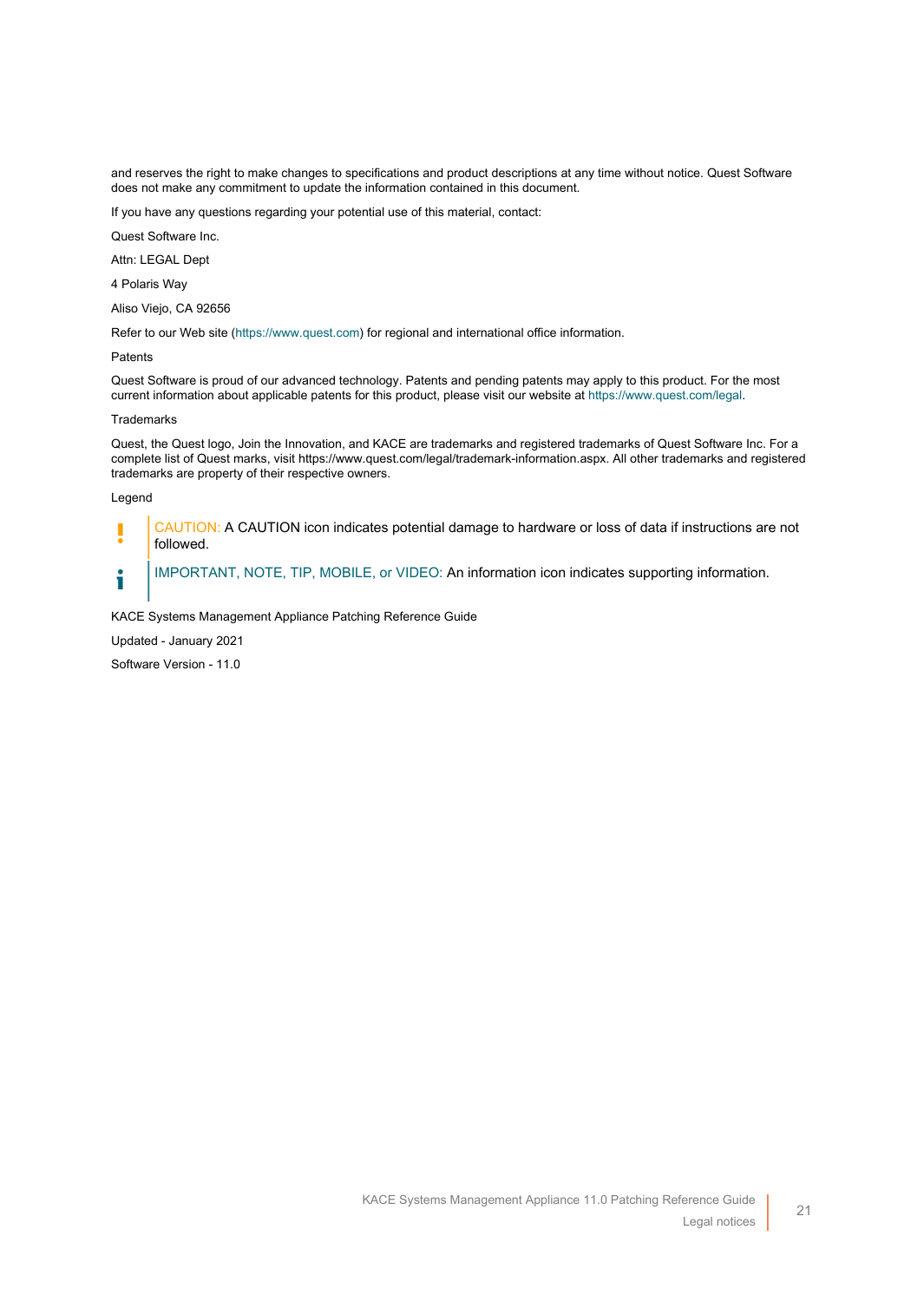and reserves the right to make changes to specifications and product descriptions at any time without notice. Quest Software does not make any commitment to update the information contained in this document.

If you have any questions regarding your potential use of this material, contact:

Quest Software Inc.

Attn: LEGAL Dept

4 Polaris Way

Aliso Viejo, CA 92656

Refer to our Web site (https://www.quest.com) for regional and international office information.

Patents

Quest Software is proud of our advanced technology. Patents and pending patents may apply to this product. For the most current information about applicable patents for this product, please visit our website at https://www.quest.com/legal.

Trademarks

Quest, the Quest logo, Join the Innovation, and KACE are trademarks and registered trademarks of Quest Software Inc. For a complete list of Quest marks, visit https://www.quest.com/legal/trademark-information.aspx. All other trademarks and registered trademarks are property of their respective owners.

Legend

> **!** CAUTION: A CAUTION icon indicates potential damage to hardware or loss of data if instructions are not followed.

> **i** IMPORTANT, NOTE, TIP, MOBILE, or VIDEO: An information icon indicates supporting information.

KACE Systems Management Appliance Patching Reference Guide

Updated - January 2021

Software Version - 11.0